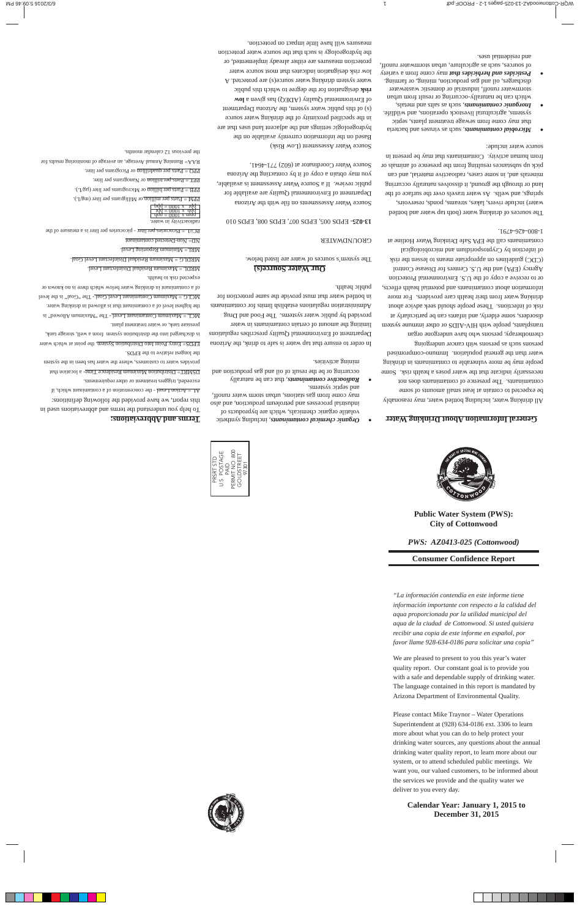# General Information About Drinking Water

All drinking water, including bottled water, may reasonably be expected to contain at least small amounts of some contaminants. The presence of contaminants does not necessarily indicate that the water poses a health risk. Some people may be more vulnerable to contaminants in drinking water than the general population. Immuno-compromised persons such as persons with cancer undergoing chemotherapy, persons who have undergone organ transplants, people with HIV-AIDS or other immune system disorders, some elderly, and infants can be particularly at risk of infections. These people should seek advice about drinking water from their health care providers. For more information about contaminants and potential health effects, or to receive a copy of the U.S. Environmental Protection Agency (EPA) and the U.S. Centers for Disease Control (CDC) guidelines on appropriate means to lessen the risk of infection by Cryptosporidium and microbiological contaminants call the EPA Safe Drinking Water Hotline at 1-800-426-4791.

The sources of drinking water (both tap water and bottled water) include rivers, lakes, streams, ponds, reservoirs, springs, and wells. As water travels over the surface of the land or through the ground, it dissolves naturally occurring minerals and, in some cases, radioactive material, and can pick up substances resulting from the presence of animals or from human activity. Contaminants that may be present in source water include:

- ***Microbial contaminants***, such as viruses and bacteria that may come from sewage treatment plants, septic systems, agricultural livestock operations, and wildlife.
- ***Inorganic contaminants***, such as salts and metals, which can be naturally-occurring or result from urban stormwater runoff, industrial or domestic wastewater discharges, oil and gas production, mining, or farming.
- ***Pesticides and herbicides that*** may come from a variety of sources, such as agriculture, urban stormwater runoff, and residential uses.
- ***Organic chemical contaminants***, including synthetic volatile organic chemicals, which are byproducts of industrial processes and petroleum production, and also may come from gas stations, urban storm water runoff, and septic systems.
- ***Radioactive contaminants***, that can be naturally occurring or be the result of oil and gas production and mining activities.

In order to ensure that tap water is safe to drink, the Arizona Department of Environmental Quality prescribes regulations limiting the amount of certain contaminants in water provided by public water systems. The Food and Drug Administration regulations establish limits for contaminants in bottled water that must provide the same protection for public health.

## Our Water Source(s)

The system's sources of water are listed below.

GROUNDWATER

**13-025**- EPDS 005, EPDS 007, EPDS 008, EPDS 010

Source Water Assessments on file with the Arizona Department of Environmental Quality are available for public review. If a Source Water Assessment is available, you may obtain a copy of it by contacting the Arizona Source Water Coordinator at (602) 771-4641.

Source Water Assessment (Low Risk)

Based on the information currently available on the hydrogeologic settings and the adjacent land uses that are in the specified proximity of the drinking water source (s) of this public water system, the Arizona Department of Environmental Quality (ADEQ) has given a **low risk** designation for the degree to which this public water system drinking water source(s) are protected. A low risk designation indicates that most source water protection measures are either already implemented, or the hydrogeology is such that the source water protection measures will have little impact on protection.

## Terms and Abbreviations:

To help you understand the terms and abbreviations used in this report, we have provided the following definitions:

AL = Action Level - the concentration of a contaminant which, if exceeded, triggers treatment or other requirements.

DSMRT = Distribution Maximum Residence Time- a location that provides water to customers, where the water has been in the system the longest relative to the EPDS.

EPDS = Entry Point Into Distribution System, the point at which water is discharged into the distribution system from a well, storage tank, pressure tank, or water treatment plant.

MCL = Maximum Contaminant Level - The "Maximum Allowed" is the highest level of a contaminant that is allowed in drinking water.

MCLG = Maximum Contaminant Level Goal - The "Goal" is the level of a contaminant in drinking water below which there is no known or expected risk to health.

MRDL = Maximum Residual Disinfectant Level.

MRDLG = Maximum Residual Disinfectant Level Goal.

MRL = Minimum Reporting Level.

ND= Non-Detected contaminant

PCi/l = Picocuries per liter - picocuries per liter is a measure of the radioactivity in water.

| |
|---|
| ppm x 1000 = ppb |
| ppb x 1000 = ppt |
| ppt x 1000 = ppq |

PPM = Parts per million or Milligrams per liter (mg/L).

PPB = Parts per billion or Micrograms per liter (µg/L).

PPT = Parts per trillion or Nanograms per liter.

PPQ = Parts per quadrillion or Picograms per liter.

RAA = Running Annual Average, an average of monitoring results for the previous 12 calendar months.

**Public Water System (PWS): City of Cottonwood**

*PWS: AZ0413-025 (Cottonwood)*

**Consumer Confidence Report**

*"La información contendía en este informe tiene información importante con respecto a la calidad del aqua proporcionada por la utilidad municipal del aqua de la ciudad de Cottonwood. Si usted quisiera recibir una copia de este informe en español, por favor llame 928-634-0186 para solicitar una copia"*

We are pleased to present to you this year's water quality report. Our constant goal is to provide you with a safe and dependable supply of drinking water. The language contained in this report is mandated by Arizona Department of Environmental Quality.

Please contact Mike Traynor – Water Operations Superintendent at (928) 634-0186 ext. 3306 to learn more about what you can do to help protect your drinking water sources, any questions about the annual drinking water quality report, to learn more about our system, or to attend scheduled public meetings. We want you, our valued customers, to be informed about the services we provide and the quality water we deliver to you every day.

**Calendar Year: January 1, 2015 to December 31, 2015**

PRSRT STD
U.S. POSTAGE
PAID
PERMIT NO. 800
GOLDSTREET
97301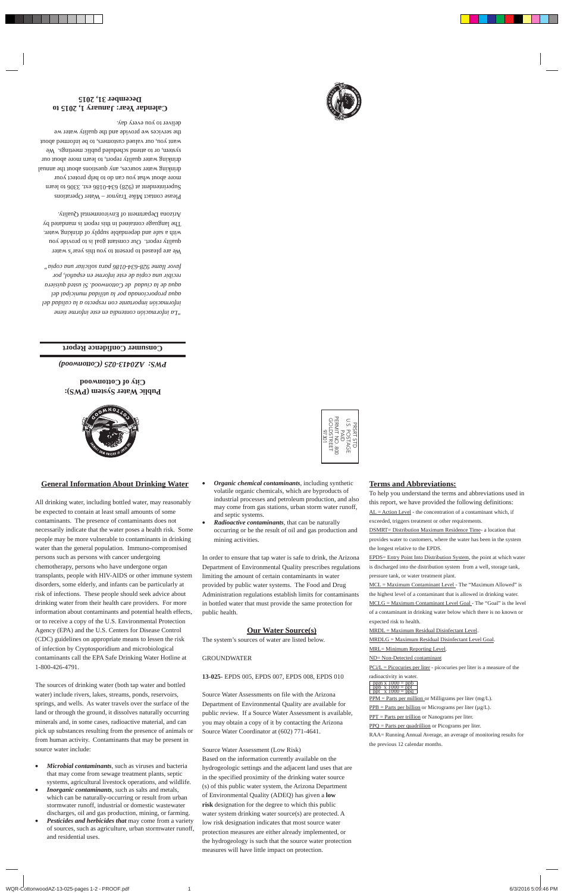Calendar Year: January 1, 2015 to December 31, 2015

Please contact Mike Traynor – Water Operations Superintendent at (928) 634-0186 ext. 3306 to learn more about what you can do to help protect your drinking water sources, any questions about the annual drinking water quality report, to learn more about our system, or to attend scheduled public meetings. We want you, our valued customers, to be informed about the services we provide and the quality water we deliver to you every day.

We are pleased to present to you this year's water quality report. Our constant goal is to provide you with a safe and dependable supply of drinking water. The language contained in this report is mandated by Arizona Department of Environmental Quality.

*"La información contenida en este informe tiene información importante con respecto a la calidad del agua proporcionada por la utilidad municipal del agua de la ciudad de Cottonwood. Si usted quisiera recibir una copia de este informe en español, por favor llame 928-634-0186 para solicitar una copia"*

**Consumer Confidence Report**

***PWS: AZ0413-025 (Cottonwood)***

**Public Water System (PWS): City of Cottonwood**

PRSRT STD
U.S. POSTAGE
PAID
PERMIT NO. 800
GOLDSTREET
97301

## General Information About Drinking Water

All drinking water, including bottled water, may reasonably be expected to contain at least small amounts of some contaminants. The presence of contaminants does not necessarily indicate that the water poses a health risk. Some people may be more vulnerable to contaminants in drinking water than the general population. Immuno-compromised persons such as persons with cancer undergoing chemotherapy, persons who have undergone organ transplants, people with HIV-AIDS or other immune system disorders, some elderly, and infants can be particularly at risk of infections. These people should seek advice about drinking water from their health care providers. For more information about contaminants and potential health effects, or to receive a copy of the U.S. Environmental Protection Agency (EPA) and the U.S. Centers for Disease Control (CDC) guidelines on appropriate means to lessen the risk of infection by Cryptosporidium and microbiological contaminants call the EPA Safe Drinking Water Hotline at 1-800-426-4791.

The sources of drinking water (both tap water and bottled water) include rivers, lakes, streams, ponds, reservoirs, springs, and wells. As water travels over the land or through the ground, it dissolves naturally occurring minerals and, in some cases, radioactive material, and can pick up substances resulting from the presence of animals or from human activity. Contaminants that may be present in source water include:

- ***Microbial contaminants***, such as viruses and bacteria that may come from sewage treatment plants, septic systems, agricultural livestock operations, and wildlife.
- ***Inorganic contaminants***, such as salts and metals, which can be naturally-occurring or result from urban stormwater runoff, industrial or domestic wastewater discharges, oil and gas production, mining, or farming.
- ***Pesticides and herbicides that*** may come from a variety of sources, such as agriculture, urban stormwater runoff, and residential uses.
- ***Organic chemical contaminants***, including synthetic volatile organic chemicals, which are byproducts of industrial processes and petroleum production, and also may come from gas stations, urban storm water runoff, and septic systems.
- ***Radioactive contaminants***, that can be naturally occurring or be the result of oil and gas production and mining activities.

In order to ensure that tap water is safe to drink, the Arizona Department of Environmental Quality prescribes regulations limiting the amount of certain contaminants in water provided by public water systems. The Food and Drug Administration regulations establish limits for contaminants in bottled water that must provide the same protection for public health.

## Our Water Source(s)

The system's sources of water are listed below.

GROUNDWATER

**13-025**- EPDS 005, EPDS 007, EPDS 008, EPDS 010

Source Water Assessments on file with the Arizona Department of Environmental Quality are available for public review. If a Source Water Assessment is available, you may obtain a copy of it by contacting the Arizona Source Water Coordinator at (602) 771-4641.

Source Water Assessment (Low Risk)
Based on the information currently available on the hydrogeologic settings and the adjacent land uses that are in the specified proximity of the drinking water source (s) of this public water system, the Arizona Department of Environmental Quality (ADEQ) has given a **low risk** designation for the degree to which this public water system drinking water source(s) are protected. A low risk designation indicates that most source water protection measures are either already implemented, or the hydrogeology is such that the source water protection measures will have little impact on protection.

## Terms and Abbreviations:

To help you understand the terms and abbreviations used in this report, we have provided the following definitions:

AL = Action Level - the concentration of a contaminant which, if exceeded, triggers treatment or other requirements.

DSMRT= Distribution Maximum Residence Time- a location that provides water to customers, where the water has been in the system the longest relative to the EPDS.

EPDS= Entry Point Into Distribution System, the point at which water is discharged into the distribution system from a well, storage tank, pressure tank, or water treatment plant.

MCL = Maximum Contaminant Level - The "Maximum Allowed" is the highest level of a contaminant that is allowed in drinking water.

MCLG = Maximum Contaminant Level Goal - The "Goal" is the level of a contaminant in drinking water below which there is no known or expected risk to health.

MRDL = Maximum Residual Disinfectant Level.

MRDLG = Maximum Residual Disinfectant Level Goal.

MRL= Minimum Reporting Level.

ND= Non-Detected contaminant

PCi/L = Picocuries per liter - picocuries per liter is a measure of the radioactivity in water.

ppm x 1000 = ppb
ppb x 1000 = ppt
ppt x 1000 = ppq

PPM = Parts per million or Milligrams per liter (mg/L).

PPB = Parts per billion or Micrograms per liter (µg/L).

PPT = Parts per trillion or Nanograms per liter.

PPQ = Parts per quadrillion or Picograms per liter.

RAA= Running Annual Average, an average of monitoring results for the previous 12 calendar months.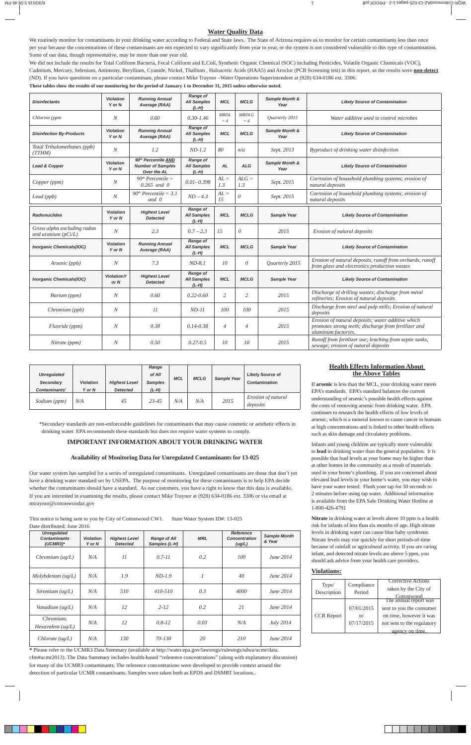## Water Quality Data

We routinely monitor for contaminants in your drinking water according to Federal and State laws. The State of Arizona requires us to monitor for certain contaminants less than once per year because the concentrations of these contaminants are not expected to vary significantly from year to year, or the system is not considered vulnerable to this type of contamination. Some of our data, though representative, may be more than one year old.

We did not include the results for Total Coliform Bacteria, Fecal Coliform and E.Coli, Synthetic Organic Chemical (SOC) including Pesticides, Volatile Organic Chemicals (VOC), Cadmium, Mercury, Selenium, Antimony, Beryllium, Cyanide, Nickel, Thallium , Haloacetic Acids (HAA5) and Aroclor (PCB Screening test) in this report, as the results were **non-detect** (ND). If you have questions on a particular contaminant, please contact Mike Traynor –Water Operations Superintendent at (928) 634-0186 ext. 3306.

**These tables show the results of our monitoring for the period of January 1 to December 31, 2015 unless otherwise noted.**

| Disinfectants | Violation Y or N | Running Annual Average (RAA) | Range of All Samples (L-H) | MCL | MCLG | Sample Month & Year | Likely Source of Contamination |
|---|---|---|---|---|---|---|---|
| Chlorine (ppm | N | 0.60 | 0.30-1.46 | MRDL = 4 | MRDLG = 4 | Quarterly 2015 | Water additive used to control microbes |
| **Disinfection By-Products** | **Violation Y or N** | **Running Annual Average (RAA)** | **Range of All Samples (L-H)** | **MCL** | **MCLG** | **Sample Month & Year** | **Likely Source of Contamination** |
| Total Trihalomethanes (ppb) (TTHM) | N | 1.2 | ND-1.2 | 80 | n/a | Sept. 2013 | Byproduct of drinking water disinfection |
| **Lead & Copper** | **Violation Y or N** | **90th Percentile AND Number of Samples Over the AL** | **Range of All Samples (L-H)** | **AL** | **ALG** | **Sample Month & Year** | **Likely Source of Contamination** |
| Copper (ppm) | N | 90th Percentile = 0.265 and 0 | 0.01- 0.398 | AL = 1.3 | ALG = 1.3 | Sept. 2015 | Corrosion of household plumbing systems; erosion of natural deposits |
| Lead (ppb) | N | 90th Percentile = 3.1 and 0 | ND – 4.3 | AL = 15 | 0 | Sept. 2015 | Corrosion of household plumbing systems; erosion of natural deposits |
| **Radionuclides** | **Violation Y or N** | **Highest Level Detected** | **Range of All Samples (L-H)** | **MCL** | **MCLG** | **Sample Year** | **Likely Source of Contamination** |
| Gross alpha excluding radon and uranium (pCi/L) | N | 2.3 | 0.7 – 2.3 | 15 | 0 | 2015 | Erosion of natural deposits |
| **Inorganic Chemicals(IOC)** | **Violation Y or N** | **Running Annual Average (RAA)** | **Range of All Samples (L-H)** | **MCL** | **MCLG** | **Sample Year** | **Likely Source of Contamination** |
| Arsenic (ppb) | N | 7.3 | ND-8.1 | 10 | 0 | Quarterly 2015 | Erosion of natural deposits, runoff from orchards, runoff from glass and electronics production wastes |
| **Inorganic Chemicals(IOC)** | **Violation Y or N** | **Highest Level Detected** | **Range of All Samples (L-H)** | **MCL** | **MCLG** | **Sample Year** | **Likely Source of Contamination** |
| Barium (ppm) | N | 0.60 | 0.22-0.60 | 2 | 2 | 2015 | Discharge of drilling wastes; discharge from metal refineries; Erosion of natural deposits |
| Chromium (ppb) | N | 11 | ND-11 | 100 | 100 | 2015 | Discharge from steel and pulp mills; Erosion of natural deposits |
| Fluoride (ppm) | N | 0.38 | 0.14-0.38 | 4 | 4 | 2015 | Erosion of natural deposits; water additive which promotes strong teeth; discharge from fertilizer and aluminum factories. |
| Nitrate (ppm) | N | 0.50 | 0.27-0.5 | 10 | 10 | 2015 | Runoff from fertilizer use; leaching from septic tanks, sewage; erosion of natural deposits |

| Unregulated Secondary Contaminants* | Violation Y or N | Highest Level Detected | Range of All Samples (L-H) | MCL | MCLG | Sample Year | Likely Source of Contamination |
|---|---|---|---|---|---|---|---|
| Sodium (ppm) | N/A | 45 | 23-45 | N/A | N/A | 2015 | Erosion of natural deposits |

*Secondary standards are non-enforceable guidelines for contaminants that may cause cosmetic or aesthetic effects in drinking water. EPA recommends these standards but does not require water systems to comply.

## IMPORTANT INFORMATION ABOUT YOUR DRINKING WATER

### Availability of Monitoring Data for Unregulated Contaminants for 13-025

Our water system has sampled for a series of unregulated contaminants. Unregulated contaminants are those that don't yet have a drinking water standard set by USEPA. The purpose of monitoring for these contaminants is to help EPA decide whether the contaminants should have a standard. As our customers, you have a right to know that this data is available. If you are interested in examining the results, please contact Mike Traynor at (928) 634-0186 ext. 3306 or via email at mtraynor@cottonwoodaz.gov

This notice is being sent to you by City of Cottonwood CW1. State Water System ID#: 13-025
Date distributed: June 2016

| Unregulated Contaminants (UCMR3)* | Violation Y or N | Highest Level Detected | Range of All Samples (L-H) | MRL | Reference Concentration (ug/L) | Sample Month & Year |
|---|---|---|---|---|---|---|
| Chromium (ug/L) | N/A | 11 | 0.7-11 | 0.2 | 100 | June 2014 |
| Molybdenum (ug/L) | N/A | 1.9 | ND-1.9 | 1 | 40 | June 2014 |
| Strontium (ug/L) | N/A | 510 | 410-510 | 0.3 | 4000 | June 2014 |
| Vanadium (ug/L) | N/A | 12 | 2-12 | 0.2 | 21 | June 2014 |
| Chromium, Hexavalent (ug/L) | N/A | 12 | 0.8-12 | 0.03 | N/A | July 2014 |
| Chlorate (ug/L) | N/A | 130 | 70-130 | 20 | 210 | June 2014 |

**\*** Please refer to the UCMR3 Data Summary (available at http://water.epa.gov/lawsregs/rulesregs/sdwa/ucmr/data.cfm#ucmr2013). The Data Summary includes health-based "reference concentrations" (along with explanatory discussion) for many of the UCMR3 contaminants. The reference concentrations were developed to provide context around the detection of particular UCMR contaminants. Samples were taken both as EPDS and DSMRT locations..

## Health Effects Information About the Above Tables

If **arsenic** is less than the MCL, your drinking water meets EPA's standards. EPA's standard balances the current understanding of arsenic's possible health effects against the costs of removing arsenic from drinking water. EPA continues to research the health effects of low levels of arsenic, which is a mineral known to cause cancer in humans at high concentrations and is linked to other health effects such as skin damage and circulatory problems.

Infants and young children are typically more vulnerable to **lead** in drinking water than the general population. It is possible that lead levels at your home may be higher than at other homes in the community as a result of materials used in your home's plumbing. If you are concerned about elevated lead levels in your home's water, you may wish to have your water tested. Flush your tap for 30 seconds to 2 minutes before using tap water. Additional information is available from the EPA Safe Drinking Water Hotline at 1-800-426-4791

**Nitrate** in drinking water at levels above 10 ppm is a health risk for infants of less than six months of age. High nitrate levels in drinking water can cause blue baby syndrome. Nitrate levels may rise quickly for short periods-of-time because of rainfall or agricultural activity. If you are caring infant, and detected nitrate levels are above 5 ppm, you should ask advice from your health care providers.

## Violations:

| Type/ Description | Compliance Period | Corrective Actions taken by the City of Cottonwood |
|---|---|---|
| CCR Report | 07/01/2015 to 07/17/2015 | The annual report was sent to you the consumer on time, however it was not sent to the regulatory agency on time. |